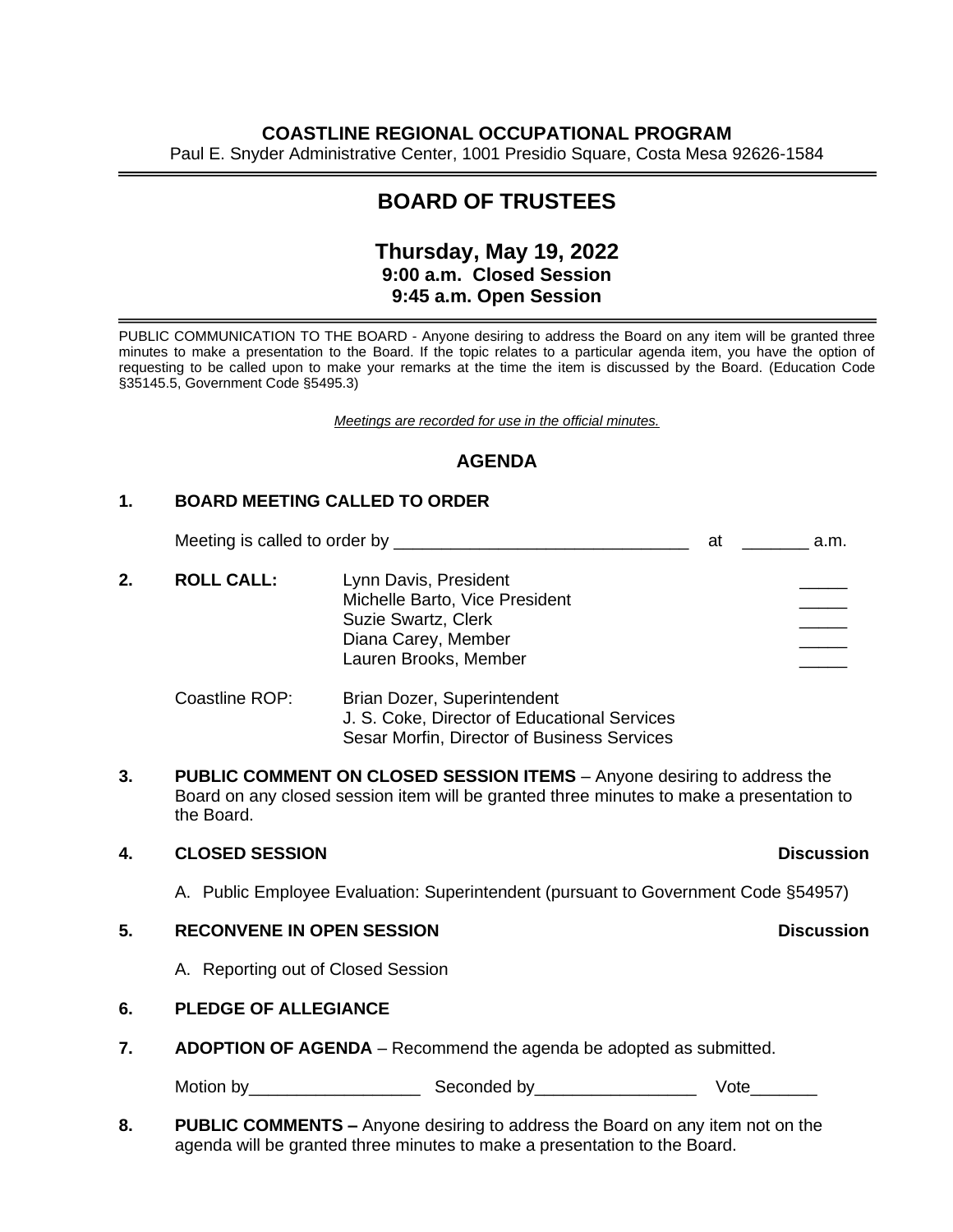**COASTLINE REGIONAL OCCUPATIONAL PROGRAM**

Paul E. Snyder Administrative Center, 1001 Presidio Square, Costa Mesa 92626-1584

# BOARD OF TRUSTEES

## Thursday, May 19, 2022

**9:00 a.m. Closed Session**

**9:45 a.m. Open Session**

PUBLIC COMMUNICATION TO THE BOARD - Anyone desiring to address the Board on any item will be granted three minutes to make a presentation to the Board. If the topic relates to a particular agenda item, you have the option of requesting to be called upon to make your remarks at the time the item is discussed by the Board. (Education Code §35145.5, Government Code §5495.3)

*Meetings are recorded for use in the official minutes.*

## AGENDA

**1. BOARD MEETING CALLED TO ORDER**

Meeting is called to order by ______________________________ at _______ a.m.

**2. ROLL CALL:**

| | | |
|---|---|---|
| | Lynn Davis, President | _____ |
| | Michelle Barto, Vice President | _____ |
| | Suzie Swartz, Clerk | _____ |
| | Diana Carey, Member | _____ |
| | Lauren Brooks, Member | _____ |

Coastline ROP:
- Brian Dozer, Superintendent
- J. S. Coke, Director of Educational Services
- Sesar Morfin, Director of Business Services

**3. PUBLIC COMMENT ON CLOSED SESSION ITEMS** – Anyone desiring to address the Board on any closed session item will be granted three minutes to make a presentation to the Board.

**4. CLOSED SESSION** — **Discussion**

A. Public Employee Evaluation: Superintendent (pursuant to Government Code §54957)

**5. RECONVENE IN OPEN SESSION** — **Discussion**

A. Reporting out of Closed Session

**6. PLEDGE OF ALLEGIANCE**

**7. ADOPTION OF AGENDA** – Recommend the agenda be adopted as submitted.

Motion by__________________ Seconded by_________________ Vote_______

**8. PUBLIC COMMENTS –** Anyone desiring to address the Board on any item not on the agenda will be granted three minutes to make a presentation to the Board.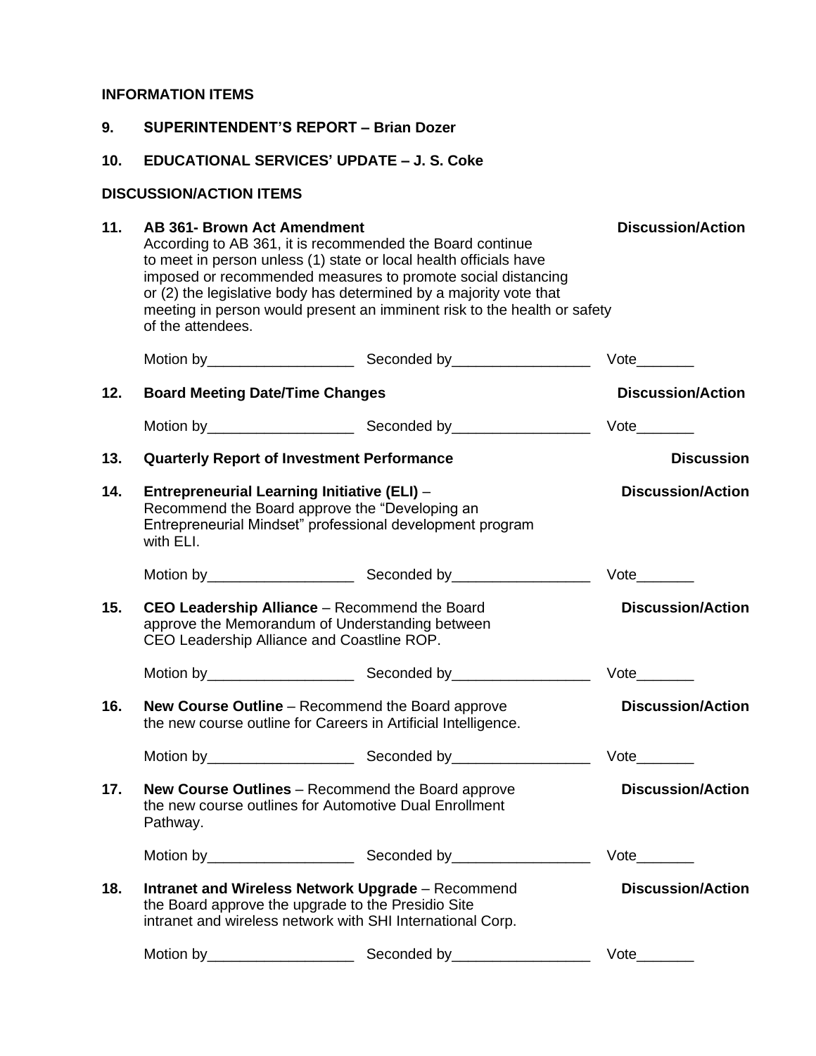## INFORMATION ITEMS

**9. SUPERINTENDENT'S REPORT – Brian Dozer**

**10. EDUCATIONAL SERVICES' UPDATE – J. S. Coke**

## DISCUSSION/ACTION ITEMS

**11. AB 361- Brown Act Amendment** — **Discussion/Action**

According to AB 361, it is recommended the Board continue to meet in person unless (1) state or local health officials have imposed or recommended measures to promote social distancing or (2) the legislative body has determined by a majority vote that meeting in person would present an imminent risk to the health or safety of the attendees.

Motion by__________________ Seconded by_________________ Vote_______

**12. Board Meeting Date/Time Changes** — **Discussion/Action**

Motion by__________________ Seconded by_________________ Vote_______

**13. Quarterly Report of Investment Performance** — **Discussion**

**14. Entrepreneurial Learning Initiative (ELI)** – Recommend the Board approve the "Developing an Entrepreneurial Mindset" professional development program with ELI. — **Discussion/Action**

Motion by__________________ Seconded by_________________ Vote_______

**15. CEO Leadership Alliance** – Recommend the Board approve the Memorandum of Understanding between CEO Leadership Alliance and Coastline ROP. — **Discussion/Action**

Motion by__________________ Seconded by_________________ Vote_______

**16. New Course Outline** – Recommend the Board approve the new course outline for Careers in Artificial Intelligence. — **Discussion/Action**

Motion by__________________ Seconded by_________________ Vote_______

**17. New Course Outlines** – Recommend the Board approve the new course outlines for Automotive Dual Enrollment Pathway. — **Discussion/Action**

Motion by__________________ Seconded by_________________ Vote_______

**18. Intranet and Wireless Network Upgrade** – Recommend the Board approve the upgrade to the Presidio Site intranet and wireless network with SHI International Corp. — **Discussion/Action**

Motion by__________________ Seconded by_________________ Vote_______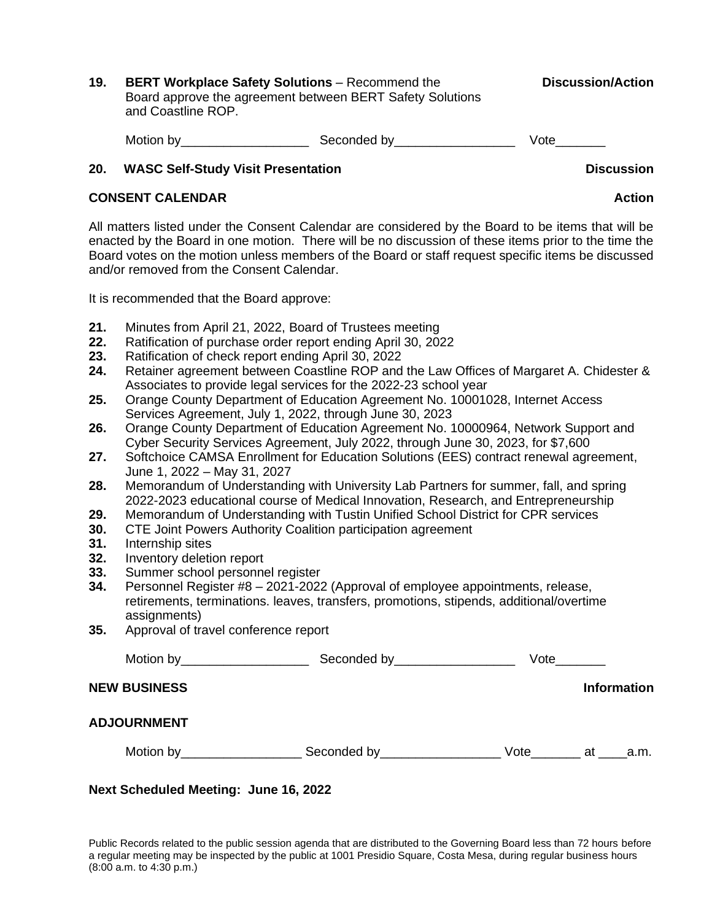**19. BERT Workplace Safety Solutions** – Recommend the Board approve the agreement between BERT Safety Solutions and Coastline ROP. **Discussion/Action**

Motion by__________________ Seconded by_________________ Vote_______

**20. WASC Self-Study Visit Presentation** **Discussion**

**CONSENT CALENDAR** **Action**

All matters listed under the Consent Calendar are considered by the Board to be items that will be enacted by the Board in one motion. There will be no discussion of these items prior to the time the Board votes on the motion unless members of the Board or staff request specific items be discussed and/or removed from the Consent Calendar.

It is recommended that the Board approve:

**21.** Minutes from April 21, 2022, Board of Trustees meeting
**22.** Ratification of purchase order report ending April 30, 2022
**23.** Ratification of check report ending April 30, 2022
**24.** Retainer agreement between Coastline ROP and the Law Offices of Margaret A. Chidester & Associates to provide legal services for the 2022-23 school year
**25.** Orange County Department of Education Agreement No. 10001028, Internet Access Services Agreement, July 1, 2022, through June 30, 2023
**26.** Orange County Department of Education Agreement No. 10000964, Network Support and Cyber Security Services Agreement, July 2022, through June 30, 2023, for $7,600
**27.** Softchoice CAMSA Enrollment for Education Solutions (EES) contract renewal agreement, June 1, 2022 – May 31, 2027
**28.** Memorandum of Understanding with University Lab Partners for summer, fall, and spring 2022-2023 educational course of Medical Innovation, Research, and Entrepreneurship
**29.** Memorandum of Understanding with Tustin Unified School District for CPR services
**30.** CTE Joint Powers Authority Coalition participation agreement
**31.** Internship sites
**32.** Inventory deletion report
**33.** Summer school personnel register
**34.** Personnel Register #8 – 2021-2022 (Approval of employee appointments, release, retirements, terminations. leaves, transfers, promotions, stipends, additional/overtime assignments)
**35.** Approval of travel conference report

Motion by__________________ Seconded by_________________ Vote_______

**NEW BUSINESS** **Information**

**ADJOURNMENT**

Motion by_________________ Seconded by_________________ Vote_______ at ____a.m.

**Next Scheduled Meeting: June 16, 2022**

Public Records related to the public session agenda that are distributed to the Governing Board less than 72 hours before a regular meeting may be inspected by the public at 1001 Presidio Square, Costa Mesa, during regular business hours (8:00 a.m. to 4:30 p.m.)